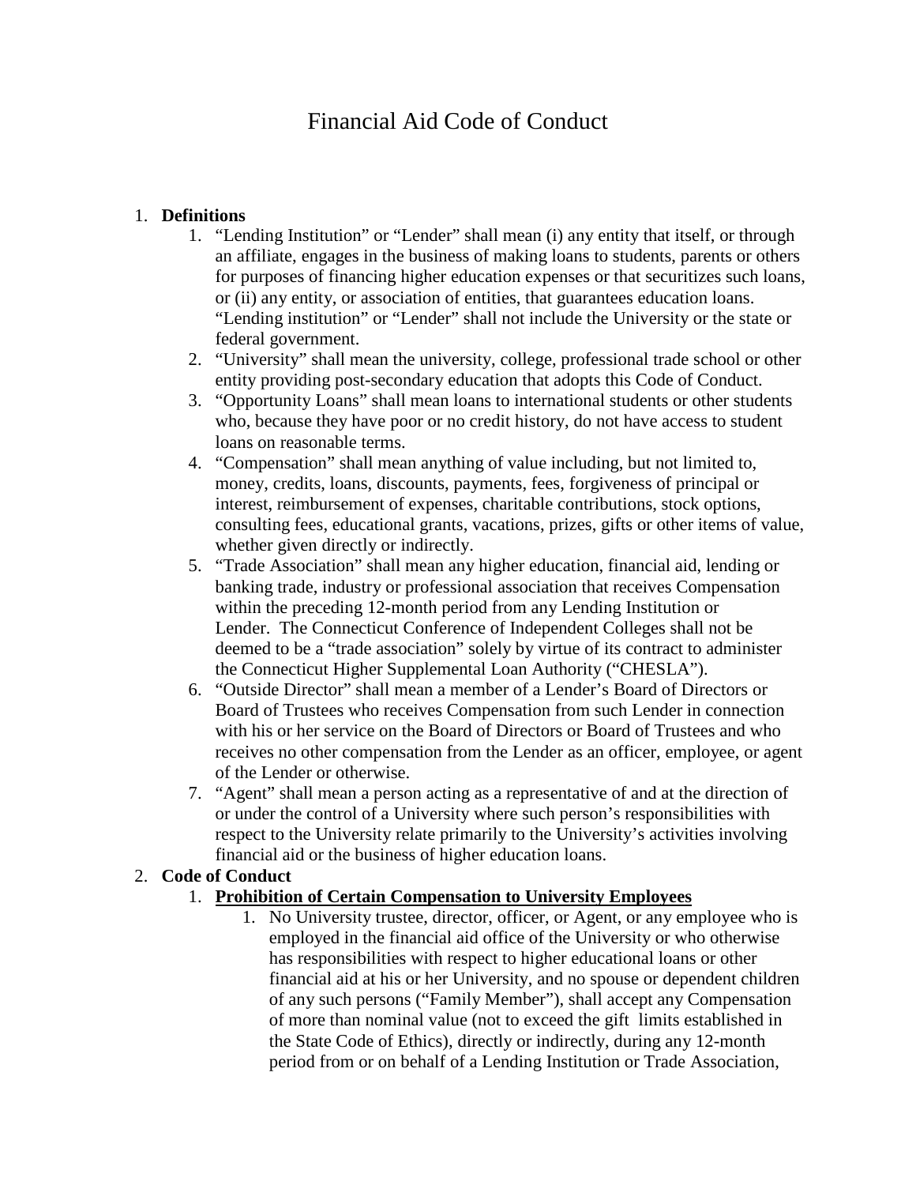# Financial Aid Code of Conduct

1. **Definitions**
    1. "Lending Institution" or "Lender" shall mean (i) any entity that itself, or through an affiliate, engages in the business of making loans to students, parents or others for purposes of financing higher education expenses or that securitizes such loans, or (ii) any entity, or association of entities, that guarantees education loans. "Lending institution" or "Lender" shall not include the University or the state or federal government.
    2. "University" shall mean the university, college, professional trade school or other entity providing post-secondary education that adopts this Code of Conduct.
    3. "Opportunity Loans" shall mean loans to international students or other students who, because they have poor or no credit history, do not have access to student loans on reasonable terms.
    4. "Compensation" shall mean anything of value including, but not limited to, money, credits, loans, discounts, payments, fees, forgiveness of principal or interest, reimbursement of expenses, charitable contributions, stock options, consulting fees, educational grants, vacations, prizes, gifts or other items of value, whether given directly or indirectly.
    5. "Trade Association" shall mean any higher education, financial aid, lending or banking trade, industry or professional association that receives Compensation within the preceding 12-month period from any Lending Institution or Lender. The Connecticut Conference of Independent Colleges shall not be deemed to be a "trade association" solely by virtue of its contract to administer the Connecticut Higher Supplemental Loan Authority ("CHESLA").
    6. "Outside Director" shall mean a member of a Lender's Board of Directors or Board of Trustees who receives Compensation from such Lender in connection with his or her service on the Board of Directors or Board of Trustees and who receives no other compensation from the Lender as an officer, employee, or agent of the Lender or otherwise.
    7. "Agent" shall mean a person acting as a representative of and at the direction of or under the control of a University where such person's responsibilities with respect to the University relate primarily to the University's activities involving financial aid or the business of higher education loans.
2. **Code of Conduct**
    1. **<u>Prohibition of Certain Compensation to University Employees</u>**
        1. No University trustee, director, officer, or Agent, or any employee who is employed in the financial aid office of the University or who otherwise has responsibilities with respect to higher educational loans or other financial aid at his or her University, and no spouse or dependent children of any such persons ("Family Member"), shall accept any Compensation of more than nominal value (not to exceed the gift limits established in the State Code of Ethics), directly or indirectly, during any 12-month period from or on behalf of a Lending Institution or Trade Association,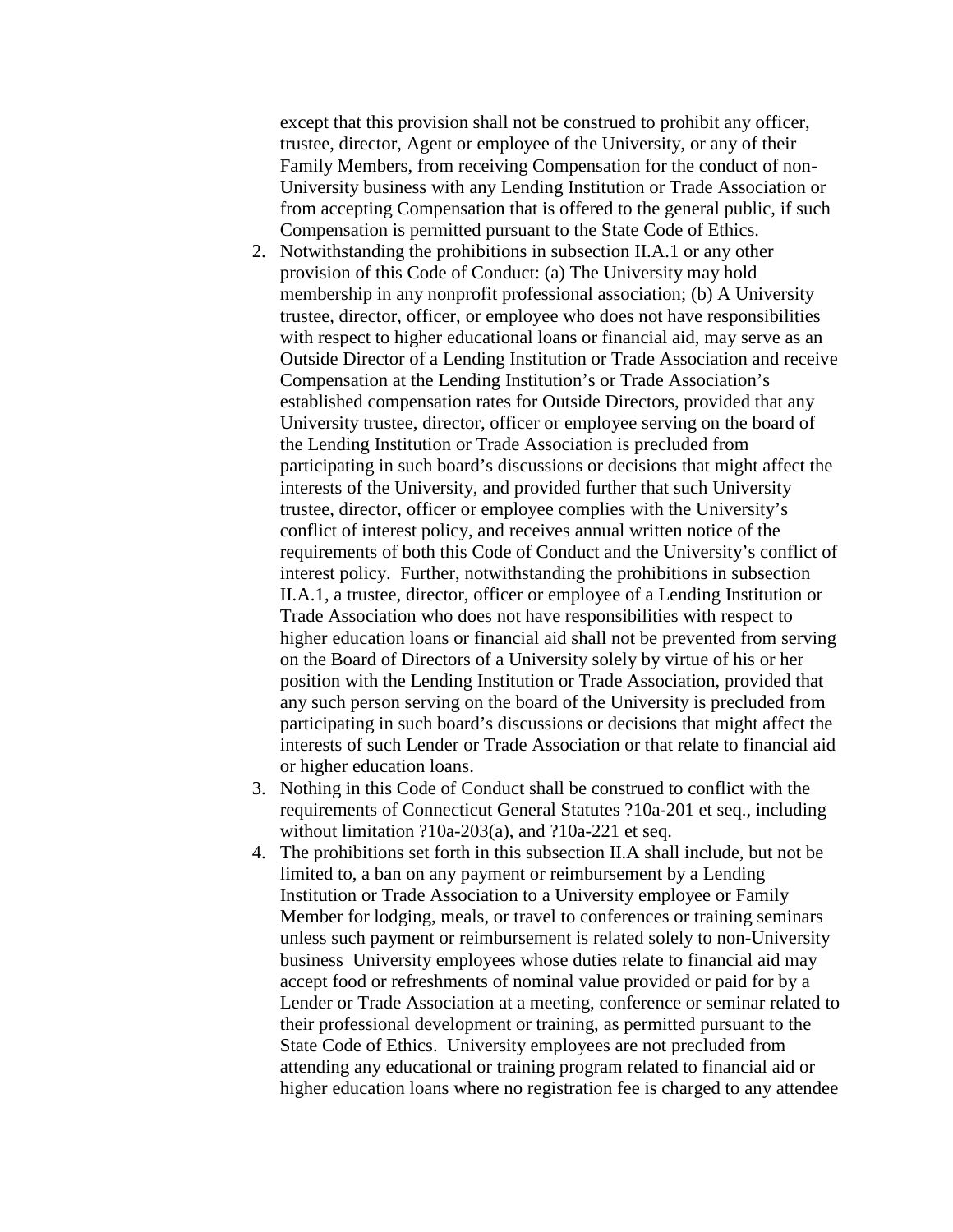except that this provision shall not be construed to prohibit any officer, trustee, director, Agent or employee of the University, or any of their Family Members, from receiving Compensation for the conduct of non-University business with any Lending Institution or Trade Association or from accepting Compensation that is offered to the general public, if such Compensation is permitted pursuant to the State Code of Ethics.

2. Notwithstanding the prohibitions in subsection II.A.1 or any other provision of this Code of Conduct: (a) The University may hold membership in any nonprofit professional association; (b) A University trustee, director, officer, or employee who does not have responsibilities with respect to higher educational loans or financial aid, may serve as an Outside Director of a Lending Institution or Trade Association and receive Compensation at the Lending Institution's or Trade Association's established compensation rates for Outside Directors, provided that any University trustee, director, officer or employee serving on the board of the Lending Institution or Trade Association is precluded from participating in such board's discussions or decisions that might affect the interests of the University, and provided further that such University trustee, director, officer or employee complies with the University's conflict of interest policy, and receives annual written notice of the requirements of both this Code of Conduct and the University's conflict of interest policy. Further, notwithstanding the prohibitions in subsection II.A.1, a trustee, director, officer or employee of a Lending Institution or Trade Association who does not have responsibilities with respect to higher education loans or financial aid shall not be prevented from serving on the Board of Directors of a University solely by virtue of his or her position with the Lending Institution or Trade Association, provided that any such person serving on the board of the University is precluded from participating in such board's discussions or decisions that might affect the interests of such Lender or Trade Association or that relate to financial aid or higher education loans.
3. Nothing in this Code of Conduct shall be construed to conflict with the requirements of Connecticut General Statutes ?10a-201 et seq., including without limitation ?10a-203(a), and ?10a-221 et seq.
4. The prohibitions set forth in this subsection II.A shall include, but not be limited to, a ban on any payment or reimbursement by a Lending Institution or Trade Association to a University employee or Family Member for lodging, meals, or travel to conferences or training seminars unless such payment or reimbursement is related solely to non-University business University employees whose duties relate to financial aid may accept food or refreshments of nominal value provided or paid for by a Lender or Trade Association at a meeting, conference or seminar related to their professional development or training, as permitted pursuant to the State Code of Ethics. University employees are not precluded from attending any educational or training program related to financial aid or higher education loans where no registration fee is charged to any attendee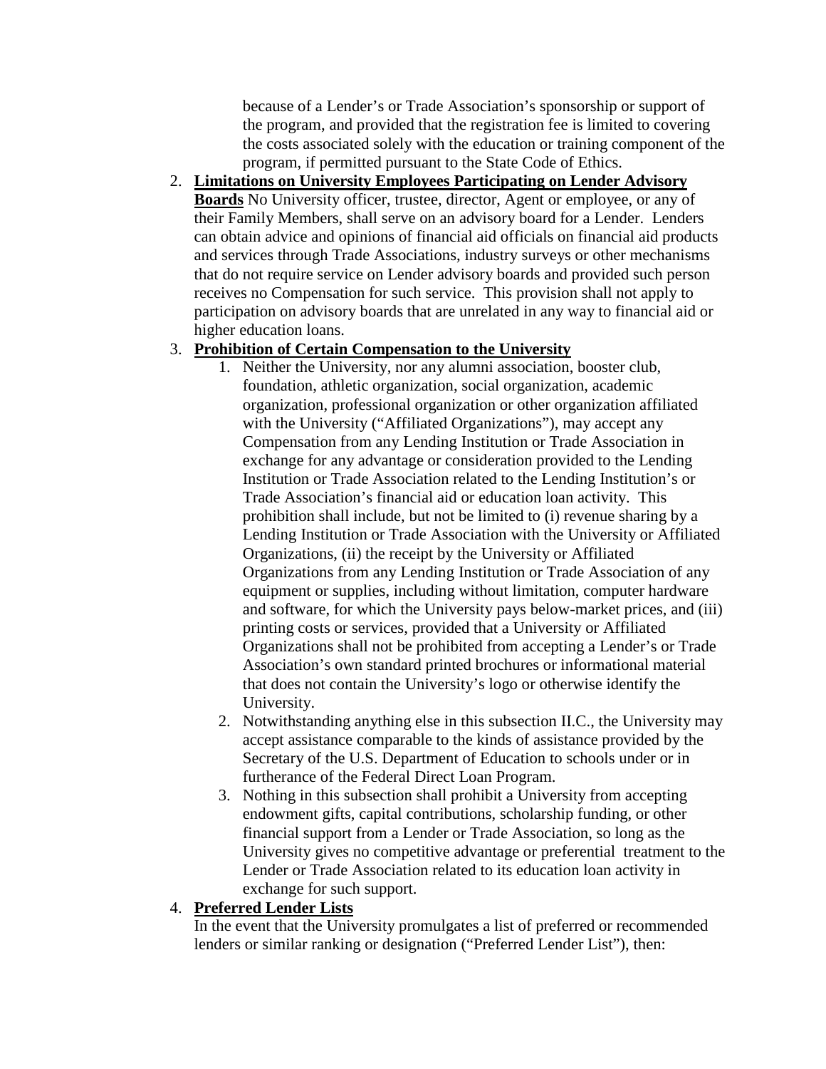because of a Lender's or Trade Association's sponsorship or support of the program, and provided that the registration fee is limited to covering the costs associated solely with the education or training component of the program, if permitted pursuant to the State Code of Ethics.

2. **Limitations on University Employees Participating on Lender Advisory Boards** No University officer, trustee, director, Agent or employee, or any of their Family Members, shall serve on an advisory board for a Lender. Lenders can obtain advice and opinions of financial aid officials on financial aid products and services through Trade Associations, industry surveys or other mechanisms that do not require service on Lender advisory boards and provided such person receives no Compensation for such service. This provision shall not apply to participation on advisory boards that are unrelated in any way to financial aid or higher education loans.
3. **Prohibition of Certain Compensation to the University**
    1. Neither the University, nor any alumni association, booster club, foundation, athletic organization, social organization, academic organization, professional organization or other organization affiliated with the University ("Affiliated Organizations"), may accept any Compensation from any Lending Institution or Trade Association in exchange for any advantage or consideration provided to the Lending Institution or Trade Association related to the Lending Institution's or Trade Association's financial aid or education loan activity. This prohibition shall include, but not be limited to (i) revenue sharing by a Lending Institution or Trade Association with the University or Affiliated Organizations, (ii) the receipt by the University or Affiliated Organizations from any Lending Institution or Trade Association of any equipment or supplies, including without limitation, computer hardware and software, for which the University pays below-market prices, and (iii) printing costs or services, provided that a University or Affiliated Organizations shall not be prohibited from accepting a Lender's or Trade Association's own standard printed brochures or informational material that does not contain the University's logo or otherwise identify the University.
    2. Notwithstanding anything else in this subsection II.C., the University may accept assistance comparable to the kinds of assistance provided by the Secretary of the U.S. Department of Education to schools under or in furtherance of the Federal Direct Loan Program.
    3. Nothing in this subsection shall prohibit a University from accepting endowment gifts, capital contributions, scholarship funding, or other financial support from a Lender or Trade Association, so long as the University gives no competitive advantage or preferential treatment to the Lender or Trade Association related to its education loan activity in exchange for such support.
4. **Preferred Lender Lists**
   In the event that the University promulgates a list of preferred or recommended lenders or similar ranking or designation ("Preferred Lender List"), then: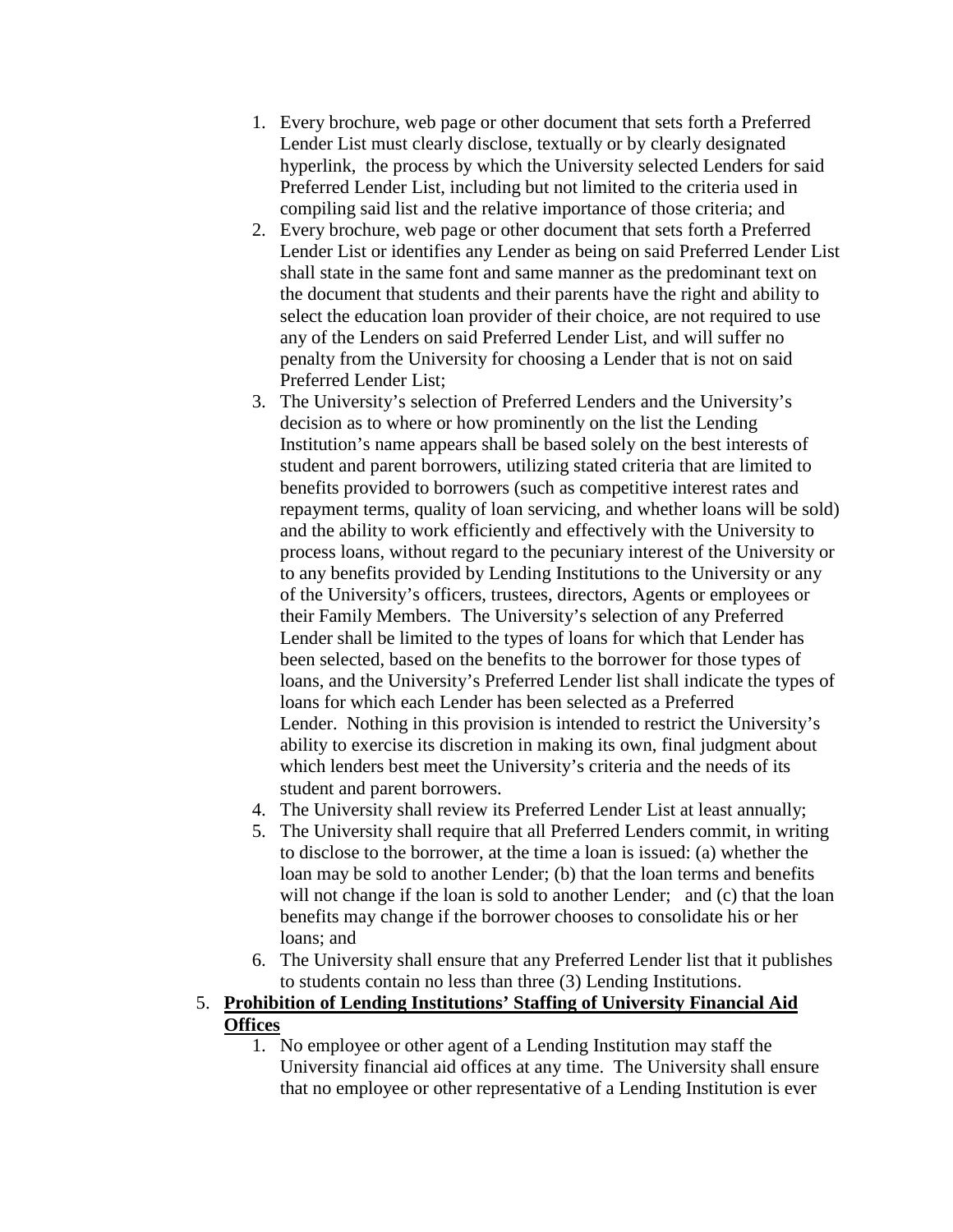1. Every brochure, web page or other document that sets forth a Preferred Lender List must clearly disclose, textually or by clearly designated hyperlink, the process by which the University selected Lenders for said Preferred Lender List, including but not limited to the criteria used in compiling said list and the relative importance of those criteria; and
2. Every brochure, web page or other document that sets forth a Preferred Lender List or identifies any Lender as being on said Preferred Lender List shall state in the same font and same manner as the predominant text on the document that students and their parents have the right and ability to select the education loan provider of their choice, are not required to use any of the Lenders on said Preferred Lender List, and will suffer no penalty from the University for choosing a Lender that is not on said Preferred Lender List;
3. The University's selection of Preferred Lenders and the University's decision as to where or how prominently on the list the Lending Institution's name appears shall be based solely on the best interests of student and parent borrowers, utilizing stated criteria that are limited to benefits provided to borrowers (such as competitive interest rates and repayment terms, quality of loan servicing, and whether loans will be sold) and the ability to work efficiently and effectively with the University to process loans, without regard to the pecuniary interest of the University or to any benefits provided by Lending Institutions to the University or any of the University's officers, trustees, directors, Agents or employees or their Family Members. The University's selection of any Preferred Lender shall be limited to the types of loans for which that Lender has been selected, based on the benefits to the borrower for those types of loans, and the University's Preferred Lender list shall indicate the types of loans for which each Lender has been selected as a Preferred Lender. Nothing in this provision is intended to restrict the University's ability to exercise its discretion in making its own, final judgment about which lenders best meet the University's criteria and the needs of its student and parent borrowers.
4. The University shall review its Preferred Lender List at least annually;
5. The University shall require that all Preferred Lenders commit, in writing to disclose to the borrower, at the time a loan is issued: (a) whether the loan may be sold to another Lender; (b) that the loan terms and benefits will not change if the loan is sold to another Lender; and (c) that the loan benefits may change if the borrower chooses to consolidate his or her loans; and
6. The University shall ensure that any Preferred Lender list that it publishes to students contain no less than three (3) Lending Institutions.

5. **Prohibition of Lending Institutions' Staffing of University Financial Aid Offices**
   1. No employee or other agent of a Lending Institution may staff the University financial aid offices at any time. The University shall ensure that no employee or other representative of a Lending Institution is ever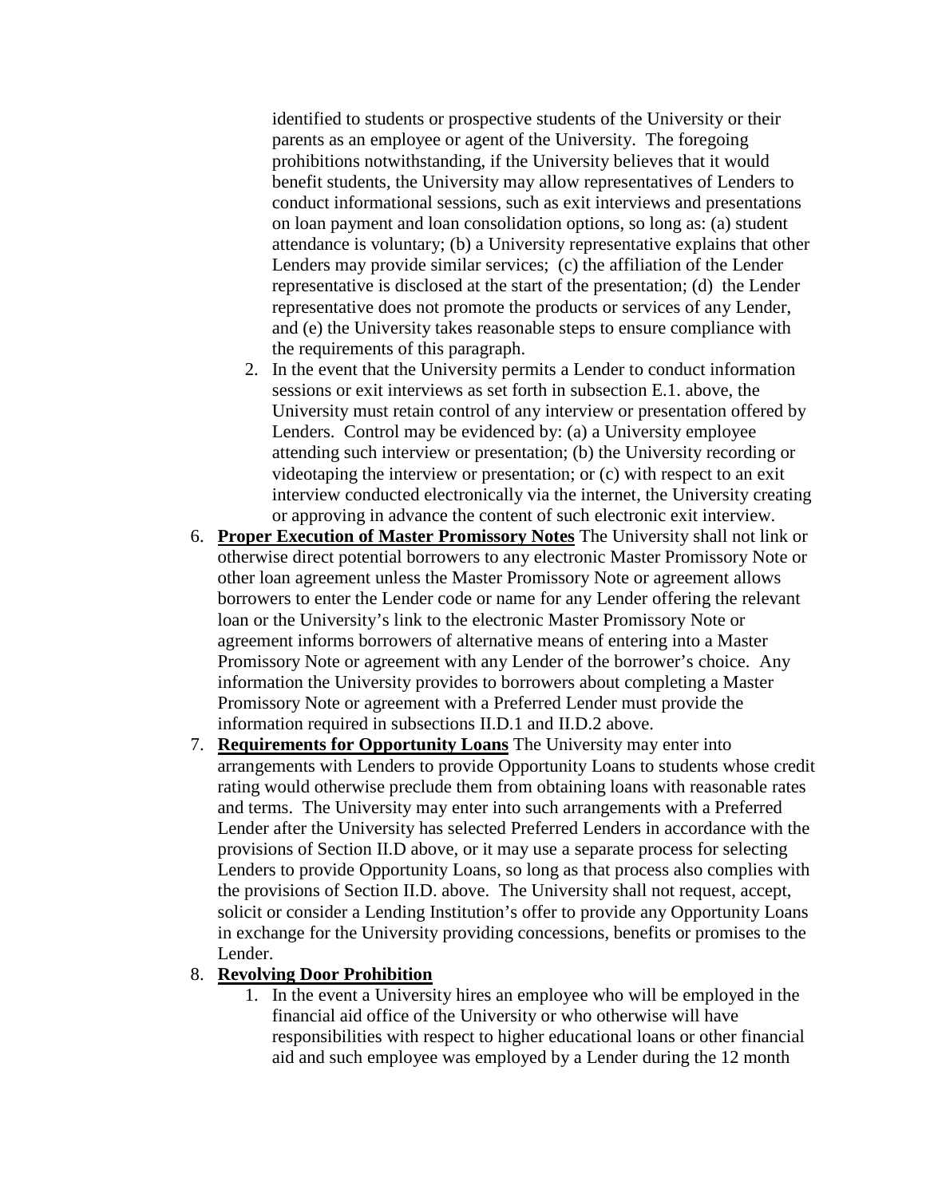identified to students or prospective students of the University or their parents as an employee or agent of the University. The foregoing prohibitions notwithstanding, if the University believes that it would benefit students, the University may allow representatives of Lenders to conduct informational sessions, such as exit interviews and presentations on loan payment and loan consolidation options, so long as: (a) student attendance is voluntary; (b) a University representative explains that other Lenders may provide similar services; (c) the affiliation of the Lender representative is disclosed at the start of the presentation; (d) the Lender representative does not promote the products or services of any Lender, and (e) the University takes reasonable steps to ensure compliance with the requirements of this paragraph.

    2. In the event that the University permits a Lender to conduct information sessions or exit interviews as set forth in subsection E.1. above, the University must retain control of any interview or presentation offered by Lenders. Control may be evidenced by: (a) a University employee attending such interview or presentation; (b) the University recording or videotaping the interview or presentation; or (c) with respect to an exit interview conducted electronically via the internet, the University creating or approving in advance the content of such electronic exit interview.

6. **Proper Execution of Master Promissory Notes** The University shall not link or otherwise direct potential borrowers to any electronic Master Promissory Note or other loan agreement unless the Master Promissory Note or agreement allows borrowers to enter the Lender code or name for any Lender offering the relevant loan or the University's link to the electronic Master Promissory Note or agreement informs borrowers of alternative means of entering into a Master Promissory Note or agreement with any Lender of the borrower's choice. Any information the University provides to borrowers about completing a Master Promissory Note or agreement with a Preferred Lender must provide the information required in subsections II.D.1 and II.D.2 above.
7. **Requirements for Opportunity Loans** The University may enter into arrangements with Lenders to provide Opportunity Loans to students whose credit rating would otherwise preclude them from obtaining loans with reasonable rates and terms. The University may enter into such arrangements with a Preferred Lender after the University has selected Preferred Lenders in accordance with the provisions of Section II.D above, or it may use a separate process for selecting Lenders to provide Opportunity Loans, so long as that process also complies with the provisions of Section II.D. above. The University shall not request, accept, solicit or consider a Lending Institution's offer to provide any Opportunity Loans in exchange for the University providing concessions, benefits or promises to the Lender.
8. **Revolving Door Prohibition**
    1. In the event a University hires an employee who will be employed in the financial aid office of the University or who otherwise will have responsibilities with respect to higher educational loans or other financial aid and such employee was employed by a Lender during the 12 month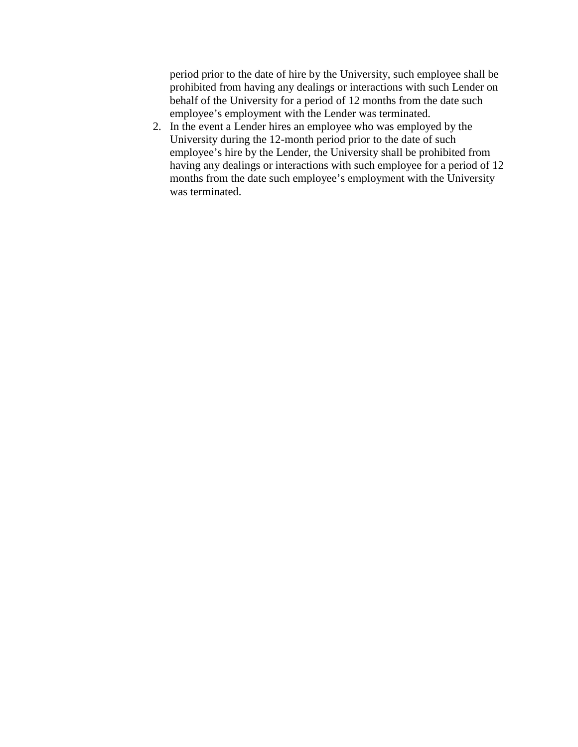period prior to the date of hire by the University, such employee shall be prohibited from having any dealings or interactions with such Lender on behalf of the University for a period of 12 months from the date such employee's employment with the Lender was terminated.

2. In the event a Lender hires an employee who was employed by the University during the 12-month period prior to the date of such employee's hire by the Lender, the University shall be prohibited from having any dealings or interactions with such employee for a period of 12 months from the date such employee's employment with the University was terminated.